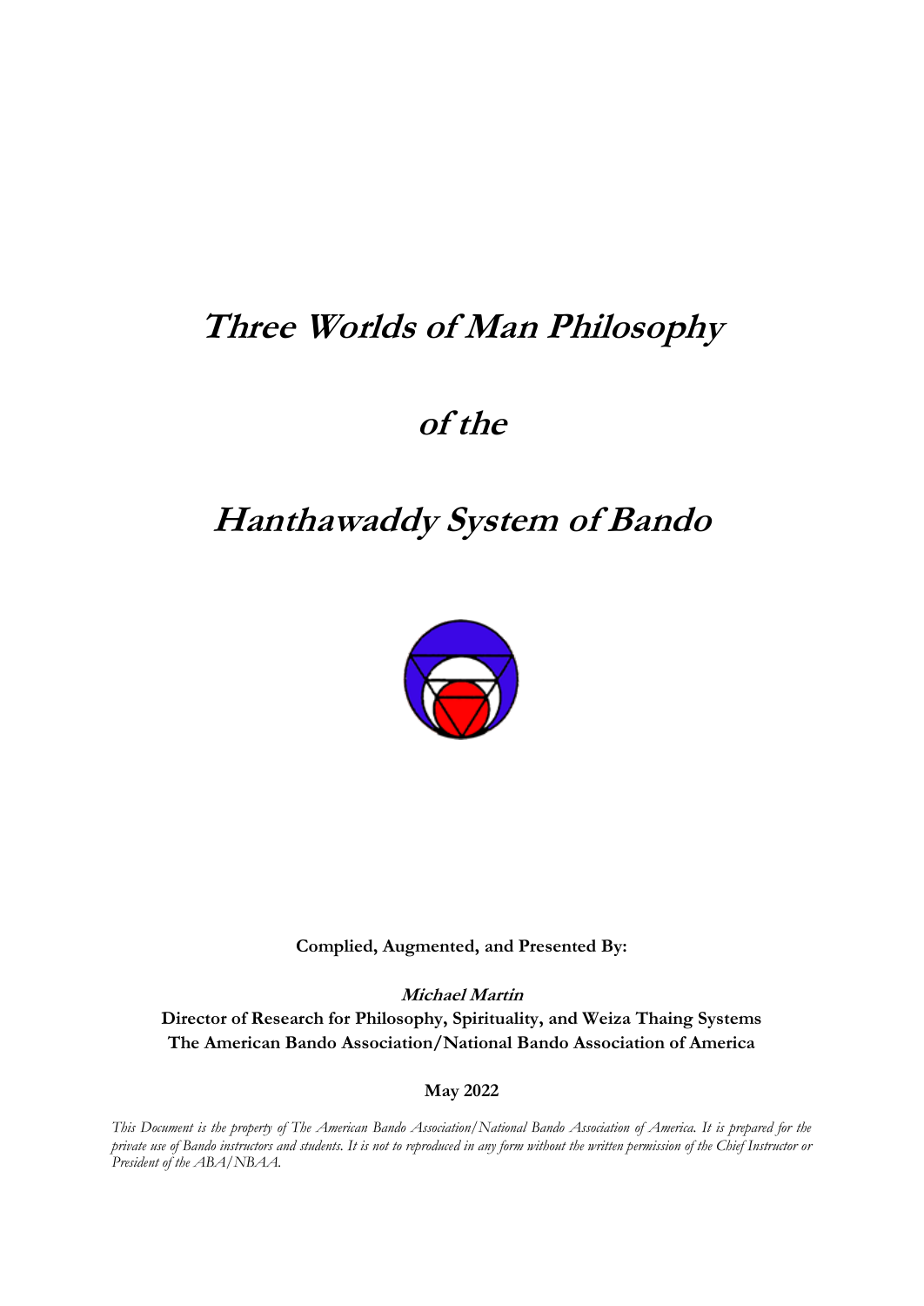# *Three Worlds of Man Philosophy*

# *of the*

# *Hanthawaddy System of Bando*

**Complied, Augmented, and Presented By:**

***Michael Martin***

**Director of Research for Philosophy, Spirituality, and Weiza Thaing Systems**

**The American Bando Association/National Bando Association of America**

**May 2022**

*This Document is the property of The American Bando Association/National Bando Association of America. It is prepared for the private use of Bando instructors and students. It is not to reproduced in any form without the written permission of the Chief Instructor or President of the ABA/NBAA.*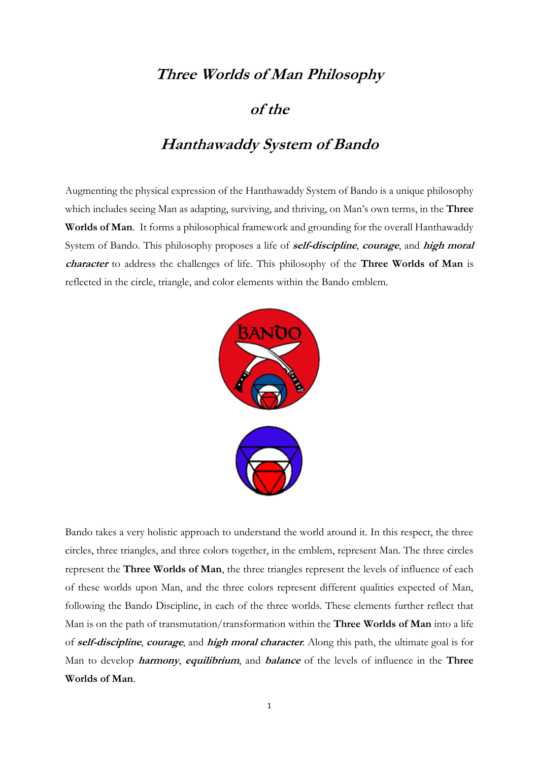# *Three Worlds of Man Philosophy*

# *of the*

# *Hanthawaddy System of Bando*

Augmenting the physical expression of the Hanthawaddy System of Bando is a unique philosophy which includes seeing Man as adapting, surviving, and thriving, on Man's own terms, in the **Three Worlds of Man**. It forms a philosophical framework and grounding for the overall Hanthawaddy System of Bando. This philosophy proposes a life of ***self-discipline***, ***courage***, and ***high moral character*** to address the challenges of life. This philosophy of the **Three Worlds of Man** is reflected in the circle, triangle, and color elements within the Bando emblem.

Bando takes a very holistic approach to understand the world around it. In this respect, the three circles, three triangles, and three colors together, in the emblem, represent Man. The three circles represent the **Three Worlds of Man**, the three triangles represent the levels of influence of each of these worlds upon Man, and the three colors represent different qualities expected of Man, following the Bando Discipline, in each of the three worlds. These elements further reflect that Man is on the path of transmutation/transformation within the **Three Worlds of Man** into a life of ***self-discipline***, ***courage***, and ***high moral character***. Along this path, the ultimate goal is for Man to develop ***harmony***, ***equilibrium***, and ***balance*** of the levels of influence in the **Three Worlds of Man**.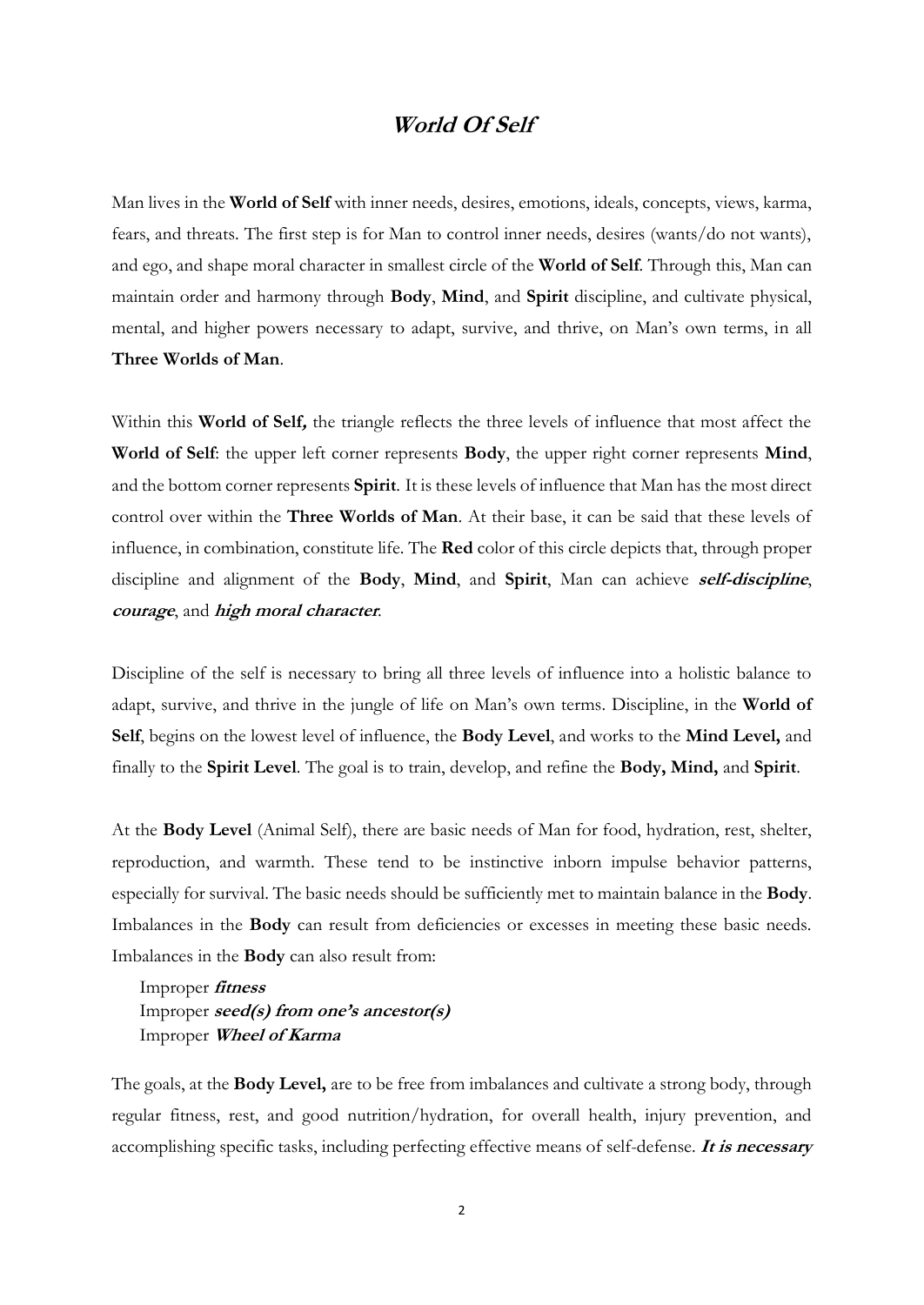# ***World Of Self***

Man lives in the **World of Self** with inner needs, desires, emotions, ideals, concepts, views, karma, fears, and threats. The first step is for Man to control inner needs, desires (wants/do not wants), and ego, and shape moral character in smallest circle of the **World of Self**. Through this, Man can maintain order and harmony through **Body**, **Mind**, and **Spirit** discipline, and cultivate physical, mental, and higher powers necessary to adapt, survive, and thrive, on Man's own terms, in all **Three Worlds of Man**.

Within this **World of Self,** the triangle reflects the three levels of influence that most affect the **World of Self**: the upper left corner represents **Body**, the upper right corner represents **Mind**, and the bottom corner represents **Spirit**. It is these levels of influence that Man has the most direct control over within the **Three Worlds of Man**. At their base, it can be said that these levels of influence, in combination, constitute life. The **Red** color of this circle depicts that, through proper discipline and alignment of the **Body**, **Mind**, and **Spirit**, Man can achieve ***self-discipline***, ***courage***, and ***high moral character***.

Discipline of the self is necessary to bring all three levels of influence into a holistic balance to adapt, survive, and thrive in the jungle of life on Man's own terms. Discipline, in the **World of Self**, begins on the lowest level of influence, the **Body Level**, and works to the **Mind Level,** and finally to the **Spirit Level**. The goal is to train, develop, and refine the **Body, Mind,** and **Spirit**.

At the **Body Level** (Animal Self), there are basic needs of Man for food, hydration, rest, shelter, reproduction, and warmth. These tend to be instinctive inborn impulse behavior patterns, especially for survival. The basic needs should be sufficiently met to maintain balance in the **Body**. Imbalances in the **Body** can result from deficiencies or excesses in meeting these basic needs. Imbalances in the **Body** can also result from:

Improper ***fitness***
Improper ***seed(s) from one's ancestor(s)***
Improper ***Wheel of Karma***

The goals, at the **Body Level,** are to be free from imbalances and cultivate a strong body, through regular fitness, rest, and good nutrition/hydration, for overall health, injury prevention, and accomplishing specific tasks, including perfecting effective means of self-defense. ***It is necessary***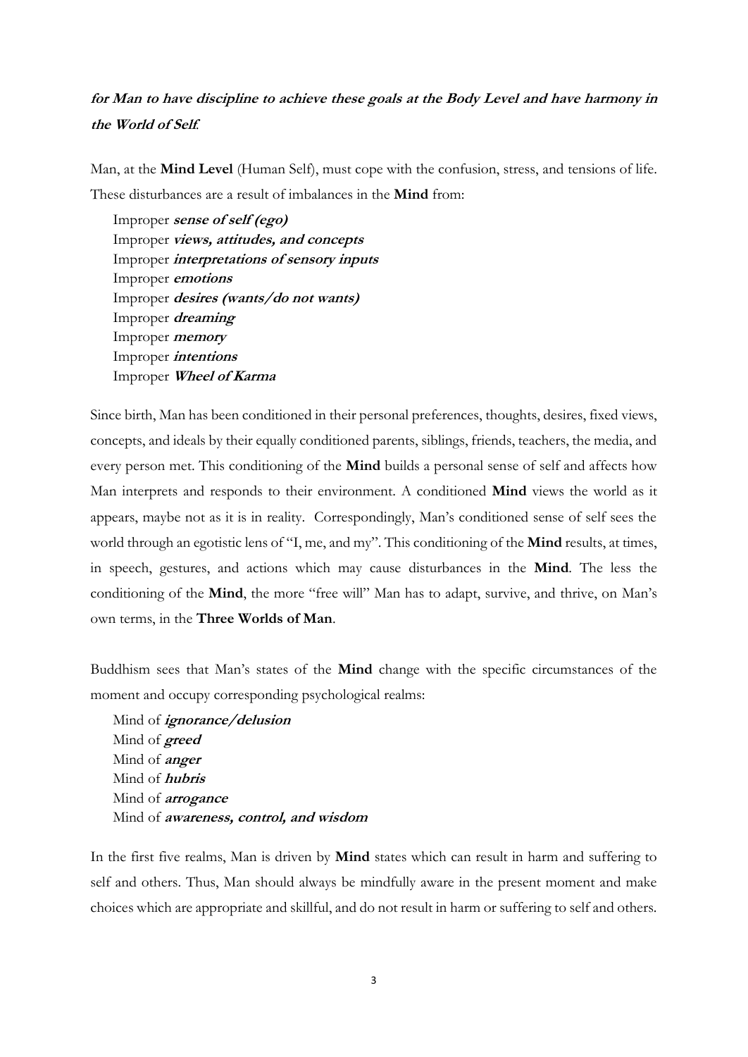***for Man to have discipline to achieve these goals at the Body Level and have harmony in the World of Self.***

Man, at the **Mind Level** (Human Self), must cope with the confusion, stress, and tensions of life. These disturbances are a result of imbalances in the **Mind** from:

- Improper ***sense of self (ego)***
- Improper ***views, attitudes, and concepts***
- Improper ***interpretations of sensory inputs***
- Improper ***emotions***
- Improper ***desires (wants/do not wants)***
- Improper ***dreaming***
- Improper ***memory***
- Improper ***intentions***
- Improper ***Wheel of Karma***

Since birth, Man has been conditioned in their personal preferences, thoughts, desires, fixed views, concepts, and ideals by their equally conditioned parents, siblings, friends, teachers, the media, and every person met. This conditioning of the **Mind** builds a personal sense of self and affects how Man interprets and responds to their environment. A conditioned **Mind** views the world as it appears, maybe not as it is in reality. Correspondingly, Man's conditioned sense of self sees the world through an egotistic lens of "I, me, and my". This conditioning of the **Mind** results, at times, in speech, gestures, and actions which may cause disturbances in the **Mind**. The less the conditioning of the **Mind**, the more "free will" Man has to adapt, survive, and thrive, on Man's own terms, in the **Three Worlds of Man**.

Buddhism sees that Man's states of the **Mind** change with the specific circumstances of the moment and occupy corresponding psychological realms:

- Mind of ***ignorance/delusion***
- Mind of ***greed***
- Mind of ***anger***
- Mind of ***hubris***
- Mind of ***arrogance***
- Mind of ***awareness, control, and wisdom***

In the first five realms, Man is driven by **Mind** states which can result in harm and suffering to self and others. Thus, Man should always be mindfully aware in the present moment and make choices which are appropriate and skillful, and do not result in harm or suffering to self and others.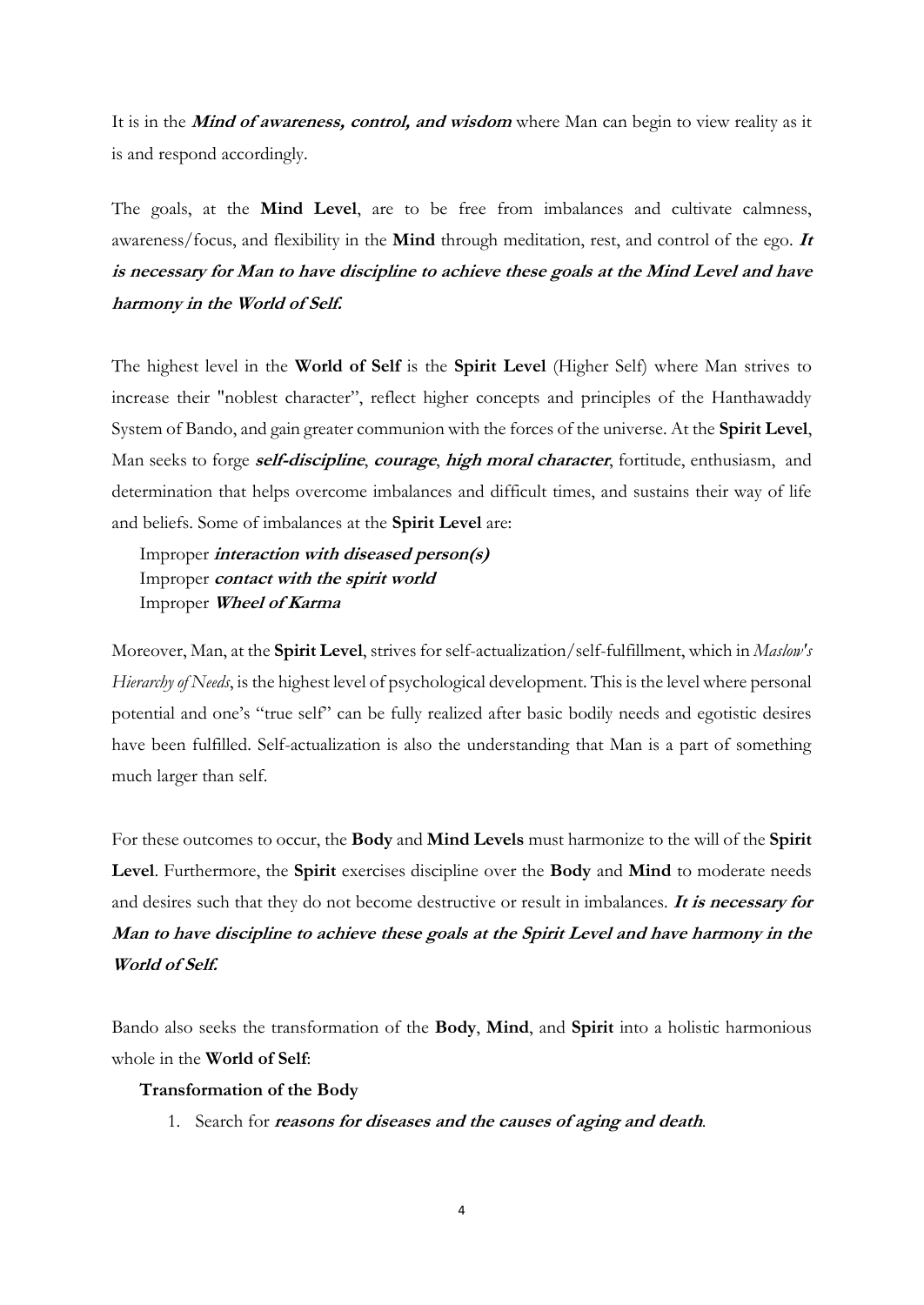It is in the ***Mind of awareness, control, and wisdom*** where Man can begin to view reality as it is and respond accordingly.

The goals, at the **Mind Level**, are to be free from imbalances and cultivate calmness, awareness/focus, and flexibility in the **Mind** through meditation, rest, and control of the ego. ***It is necessary for Man to have discipline to achieve these goals at the Mind Level and have harmony in the World of Self.***

The highest level in the **World of Self** is the **Spirit Level** (Higher Self) where Man strives to increase their "noblest character", reflect higher concepts and principles of the Hanthawaddy System of Bando, and gain greater communion with the forces of the universe. At the **Spirit Level**, Man seeks to forge ***self-discipline***, ***courage***, ***high moral character***, fortitude, enthusiasm, and determination that helps overcome imbalances and difficult times, and sustains their way of life and beliefs. Some of imbalances at the **Spirit Level** are:

Improper ***interaction with diseased person(s)***
Improper ***contact with the spirit world***
Improper ***Wheel of Karma***

Moreover, Man, at the **Spirit Level**, strives for self-actualization/self-fulfillment, which in *Maslow's Hierarchy of Needs*, is the highest level of psychological development. This is the level where personal potential and one's "true self" can be fully realized after basic bodily needs and egotistic desires have been fulfilled. Self-actualization is also the understanding that Man is a part of something much larger than self.

For these outcomes to occur, the **Body** and **Mind Levels** must harmonize to the will of the **Spirit Level**. Furthermore, the **Spirit** exercises discipline over the **Body** and **Mind** to moderate needs and desires such that they do not become destructive or result in imbalances. ***It is necessary for Man to have discipline to achieve these goals at the Spirit Level and have harmony in the World of Self.***

Bando also seeks the transformation of the **Body**, **Mind**, and **Spirit** into a holistic harmonious whole in the **World of Self**:

**Transformation of the Body**

1. Search for ***reasons for diseases and the causes of aging and death***.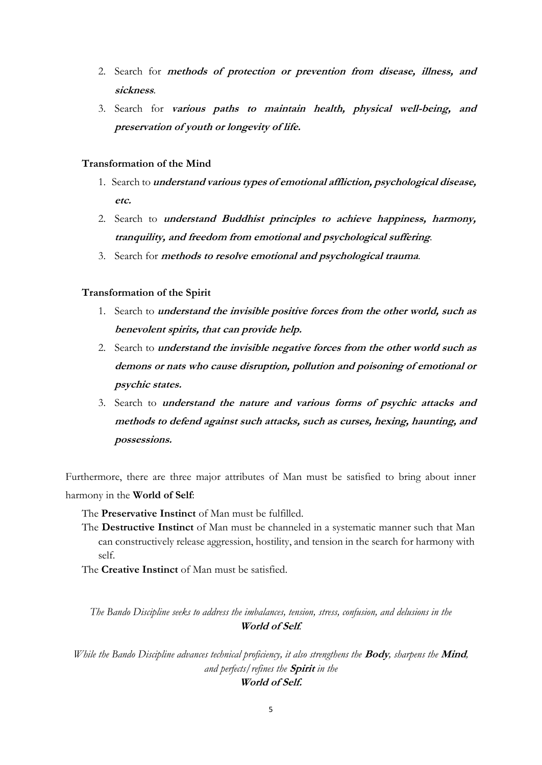2. Search for ***methods of protection or prevention from disease, illness, and sickness***.
3. Search for ***various paths to maintain health, physical well-being, and preservation of youth or longevity of life.***

**Transformation of the Mind**

1. Search to ***understand various types of emotional affliction, psychological disease, etc.***
2. Search to ***understand Buddhist principles to achieve happiness, harmony, tranquility, and freedom from emotional and psychological suffering***.
3. Search for ***methods to resolve emotional and psychological trauma***.

**Transformation of the Spirit**

1. Search to ***understand the invisible positive forces from the other world, such as benevolent spirits, that can provide help.***
2. Search to ***understand the invisible negative forces from the other world such as demons or nats who cause disruption, pollution and poisoning of emotional or psychic states.***
3. Search to ***understand the nature and various forms of psychic attacks and methods to defend against such attacks, such as curses, hexing, haunting, and possessions.***

Furthermore, there are three major attributes of Man must be satisfied to bring about inner harmony in the **World of Self**:

The **Preservative Instinct** of Man must be fulfilled.

The **Destructive Instinct** of Man must be channeled in a systematic manner such that Man can constructively release aggression, hostility, and tension in the search for harmony with self.

The **Creative Instinct** of Man must be satisfied.

*The Bando Discipline seeks to address the imbalances, tension, stress, confusion, and delusions in the* ***World of Self.***

*While the Bando Discipline advances technical proficiency, it also strengthens the* ***Body****, sharpens the* ***Mind****, and perfects/refines the* ***Spirit*** *in the* ***World of Self.***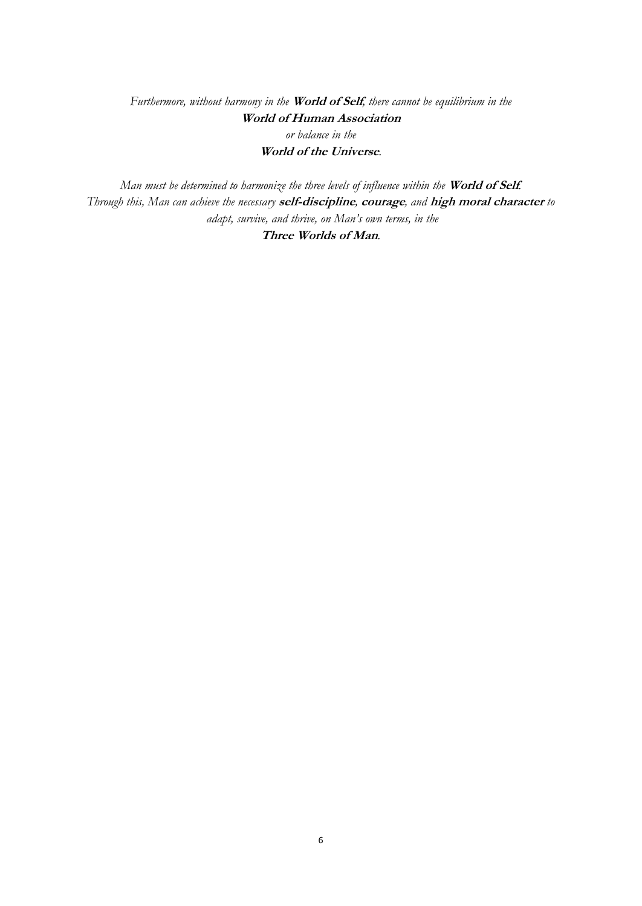*Furthermore, without harmony in the* ***World of Self****, there cannot be equilibrium in the*
***World of Human Association***
*or balance in the*
***World of the Universe****.*

*Man must be determined to harmonize the three levels of influence within the* ***World of Self****.*
*Through this, Man can achieve the necessary* ***self-discipline****,* ***courage****, and* ***high moral character*** *to adapt, survive, and thrive, on Man's own terms, in the*
***Three Worlds of Man****.*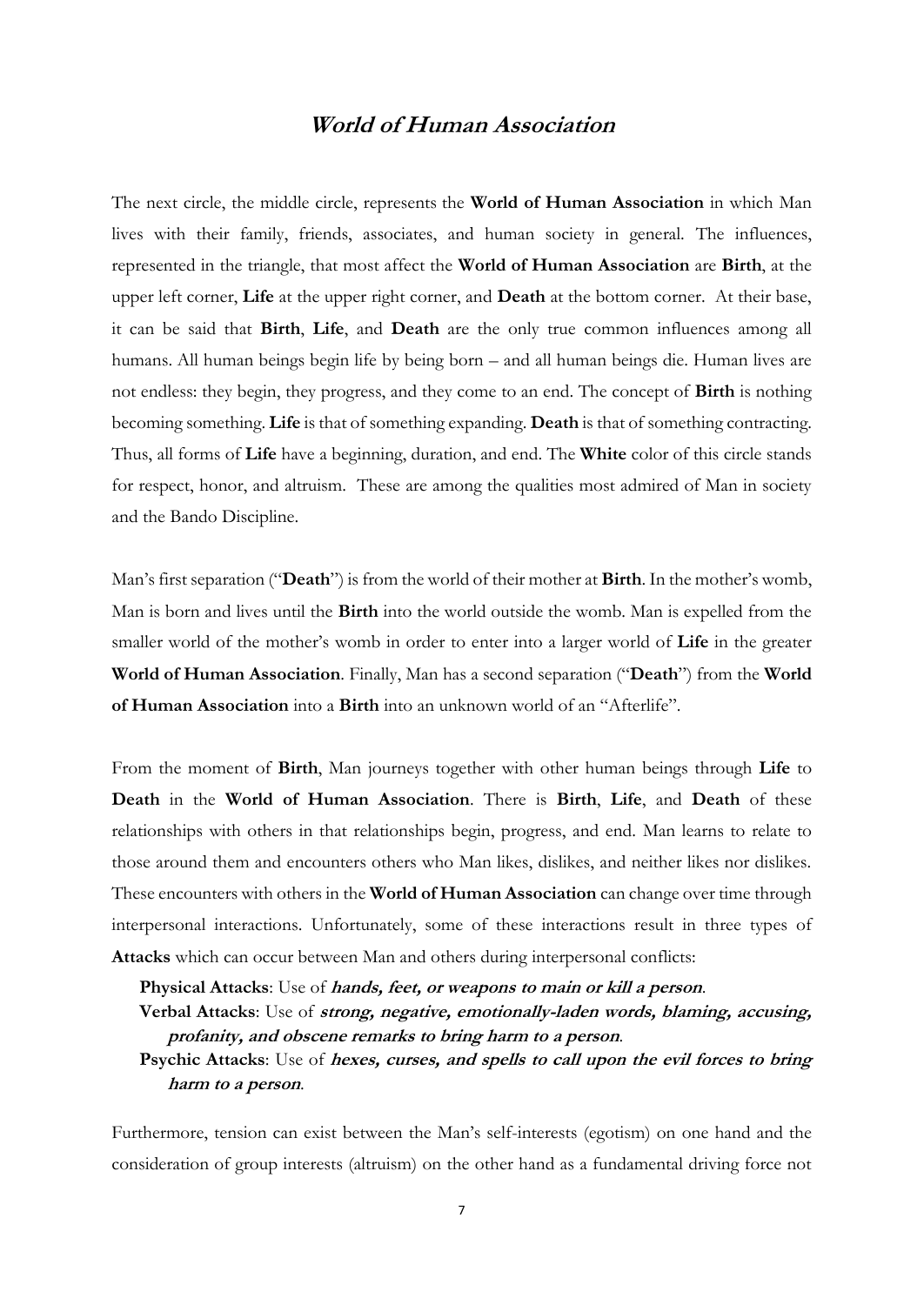## *World of Human Association*

The next circle, the middle circle, represents the **World of Human Association** in which Man lives with their family, friends, associates, and human society in general. The influences, represented in the triangle, that most affect the **World of Human Association** are **Birth**, at the upper left corner, **Life** at the upper right corner, and **Death** at the bottom corner. At their base, it can be said that **Birth**, **Life**, and **Death** are the only true common influences among all humans. All human beings begin life by being born – and all human beings die. Human lives are not endless: they begin, they progress, and they come to an end. The concept of **Birth** is nothing becoming something. **Life** is that of something expanding. **Death** is that of something contracting. Thus, all forms of **Life** have a beginning, duration, and end. The **White** color of this circle stands for respect, honor, and altruism. These are among the qualities most admired of Man in society and the Bando Discipline.

Man's first separation ("**Death**") is from the world of their mother at **Birth**. In the mother's womb, Man is born and lives until the **Birth** into the world outside the womb. Man is expelled from the smaller world of the mother's womb in order to enter into a larger world of **Life** in the greater **World of Human Association**. Finally, Man has a second separation ("**Death**") from the **World of Human Association** into a **Birth** into an unknown world of an "Afterlife".

From the moment of **Birth**, Man journeys together with other human beings through **Life** to **Death** in the **World of Human Association**. There is **Birth**, **Life**, and **Death** of these relationships with others in that relationships begin, progress, and end. Man learns to relate to those around them and encounters others who Man likes, dislikes, and neither likes nor dislikes. These encounters with others in the **World of Human Association** can change over time through interpersonal interactions. Unfortunately, some of these interactions result in three types of **Attacks** which can occur between Man and others during interpersonal conflicts:

**Physical Attacks**: Use of ***hands, feet, or weapons to main or kill a person***.
**Verbal Attacks**: Use of ***strong, negative, emotionally-laden words, blaming, accusing, profanity, and obscene remarks to bring harm to a person***.
**Psychic Attacks**: Use of ***hexes, curses, and spells to call upon the evil forces to bring harm to a person***.

Furthermore, tension can exist between the Man's self-interests (egotism) on one hand and the consideration of group interests (altruism) on the other hand as a fundamental driving force not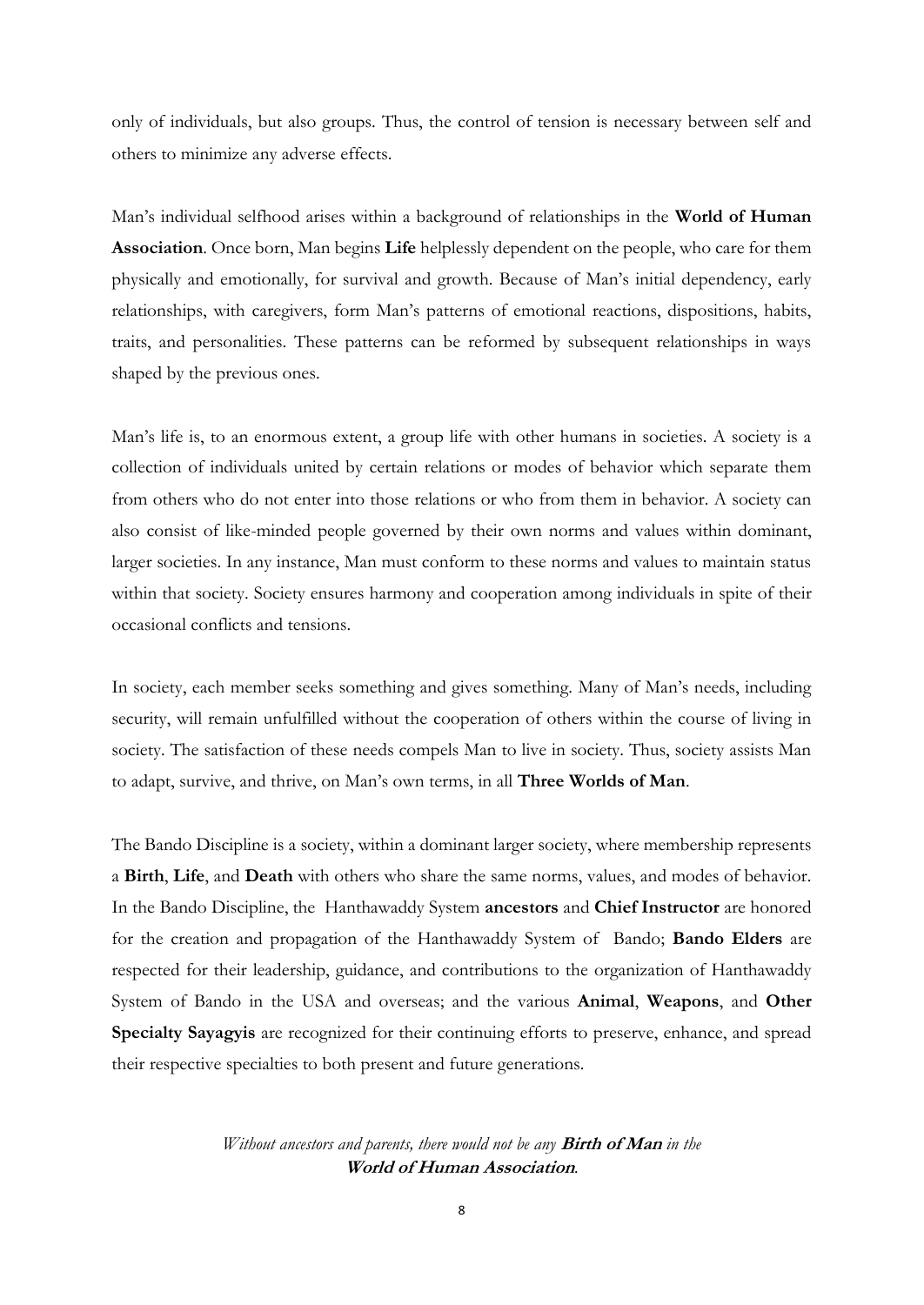only of individuals, but also groups. Thus, the control of tension is necessary between self and others to minimize any adverse effects.

Man's individual selfhood arises within a background of relationships in the **World of Human Association**. Once born, Man begins **Life** helplessly dependent on the people, who care for them physically and emotionally, for survival and growth. Because of Man's initial dependency, early relationships, with caregivers, form Man's patterns of emotional reactions, dispositions, habits, traits, and personalities. These patterns can be reformed by subsequent relationships in ways shaped by the previous ones.

Man's life is, to an enormous extent, a group life with other humans in societies. A society is a collection of individuals united by certain relations or modes of behavior which separate them from others who do not enter into those relations or who from them in behavior. A society can also consist of like-minded people governed by their own norms and values within dominant, larger societies. In any instance, Man must conform to these norms and values to maintain status within that society. Society ensures harmony and cooperation among individuals in spite of their occasional conflicts and tensions.

In society, each member seeks something and gives something. Many of Man's needs, including security, will remain unfulfilled without the cooperation of others within the course of living in society. The satisfaction of these needs compels Man to live in society. Thus, society assists Man to adapt, survive, and thrive, on Man's own terms, in all **Three Worlds of Man**.

The Bando Discipline is a society, within a dominant larger society, where membership represents a **Birth**, **Life**, and **Death** with others who share the same norms, values, and modes of behavior. In the Bando Discipline, the Hanthawaddy System **ancestors** and **Chief Instructor** are honored for the creation and propagation of the Hanthawaddy System of Bando; **Bando Elders** are respected for their leadership, guidance, and contributions to the organization of Hanthawaddy System of Bando in the USA and overseas; and the various **Animal**, **Weapons**, and **Other Specialty Sayagyis** are recognized for their continuing efforts to preserve, enhance, and spread their respective specialties to both present and future generations.

*Without ancestors and parents, there would not be any* ***Birth of Man*** *in the* ***World of Human Association****.*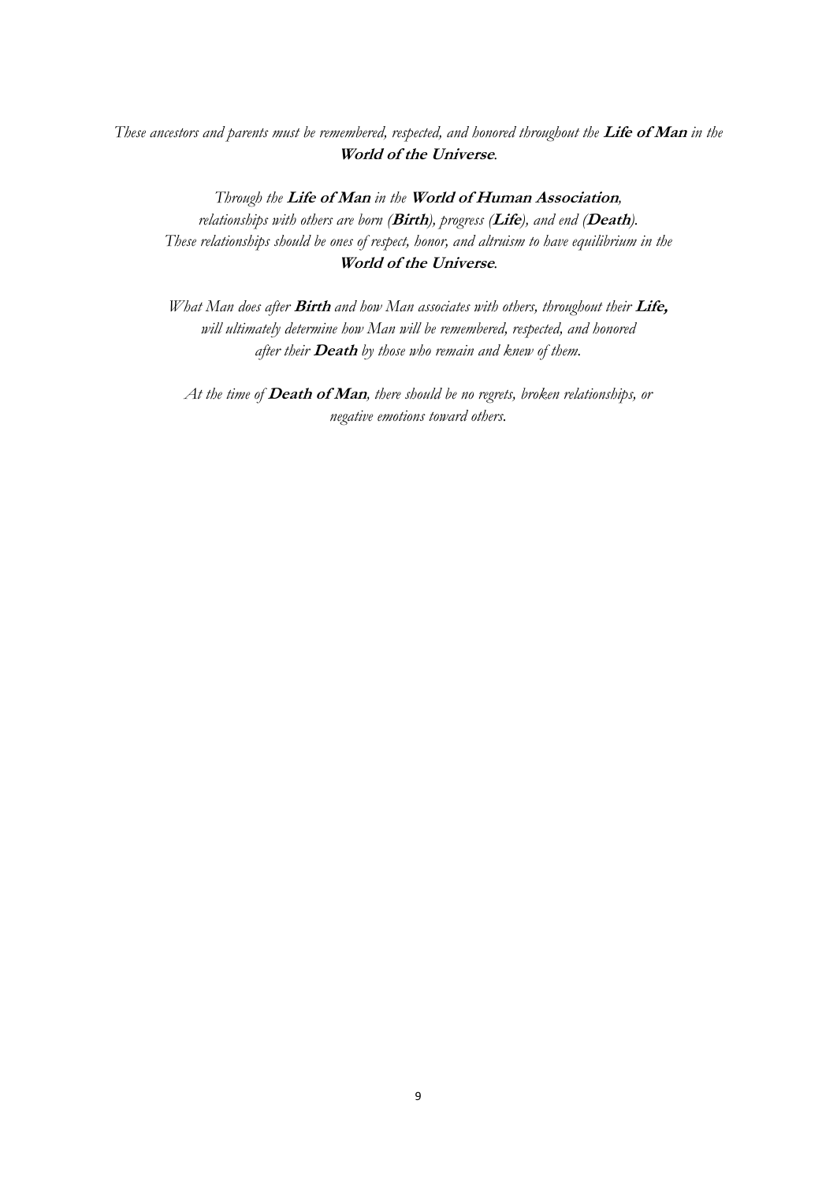*These ancestors and parents must be remembered, respected, and honored throughout the **Life of Man** in the **World of the Universe**.*

*Through the **Life of Man** in the **World of Human Association**,
relationships with others are born (**Birth**), progress (**Life**), and end (**Death**).
These relationships should be ones of respect, honor, and altruism to have equilibrium in the **World of the Universe**.*

*What Man does after **Birth** and how Man associates with others, throughout their **Life,**
will ultimately determine how Man will be remembered, respected, and honored
after their **Death** by those who remain and knew of them.*

*At the time of **Death of Man**, there should be no regrets, broken relationships, or
negative emotions toward others.*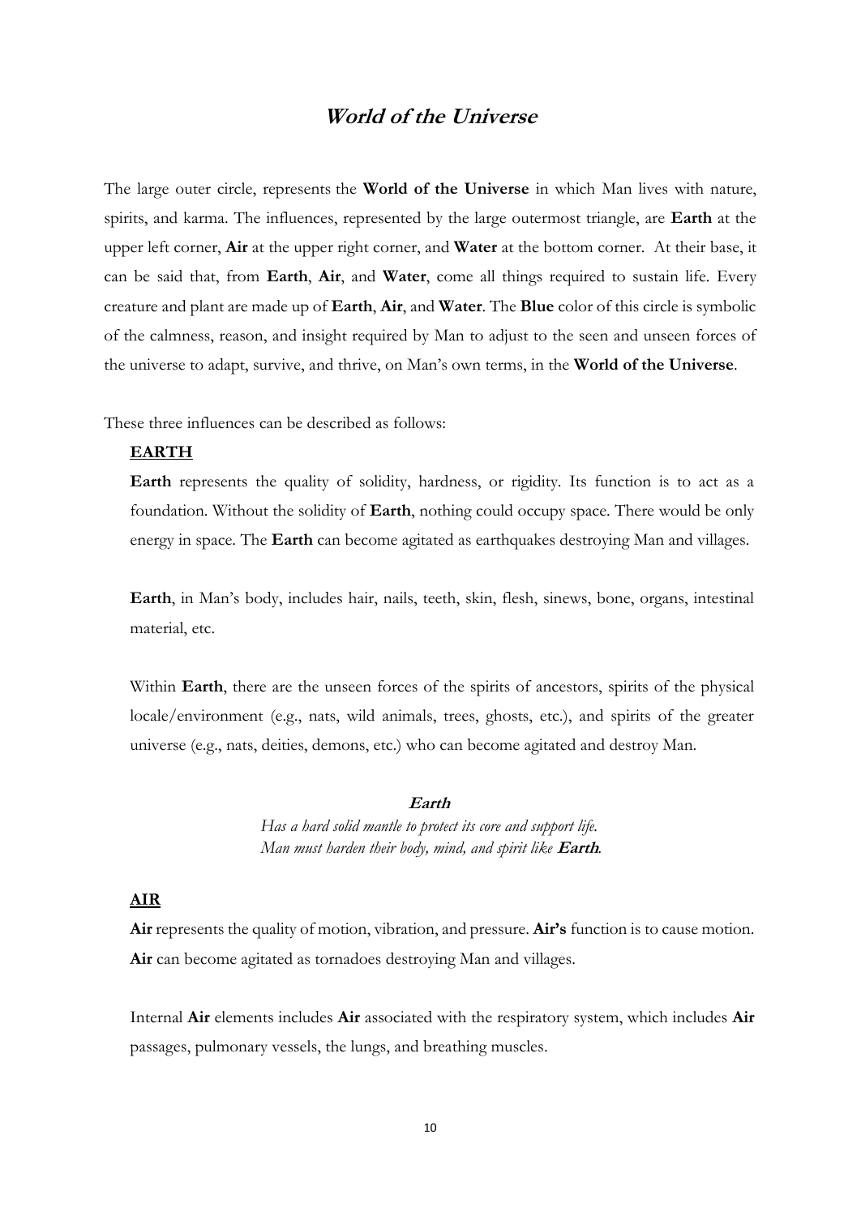# *World of the Universe*

The large outer circle, represents the **World of the Universe** in which Man lives with nature, spirits, and karma. The influences, represented by the large outermost triangle, are **Earth** at the upper left corner, **Air** at the upper right corner, and **Water** at the bottom corner. At their base, it can be said that, from **Earth**, **Air**, and **Water**, come all things required to sustain life. Every creature and plant are made up of **Earth**, **Air**, and **Water**. The **Blue** color of this circle is symbolic of the calmness, reason, and insight required by Man to adjust to the seen and unseen forces of the universe to adapt, survive, and thrive, on Man's own terms, in the **World of the Universe**.

These three influences can be described as follows:

**EARTH**

**Earth** represents the quality of solidity, hardness, or rigidity. Its function is to act as a foundation. Without the solidity of **Earth**, nothing could occupy space. There would be only energy in space. The **Earth** can become agitated as earthquakes destroying Man and villages.

**Earth**, in Man's body, includes hair, nails, teeth, skin, flesh, sinews, bone, organs, intestinal material, etc.

Within **Earth**, there are the unseen forces of the spirits of ancestors, spirits of the physical locale/environment (e.g., nats, wild animals, trees, ghosts, etc.), and spirits of the greater universe (e.g., nats, deities, demons, etc.) who can become agitated and destroy Man.

***Earth***
*Has a hard solid mantle to protect its core and support life.*
*Man must harden their body, mind, and spirit like **Earth**.*

**AIR**

**Air** represents the quality of motion, vibration, and pressure. **Air's** function is to cause motion. **Air** can become agitated as tornadoes destroying Man and villages.

Internal **Air** elements includes **Air** associated with the respiratory system, which includes **Air** passages, pulmonary vessels, the lungs, and breathing muscles.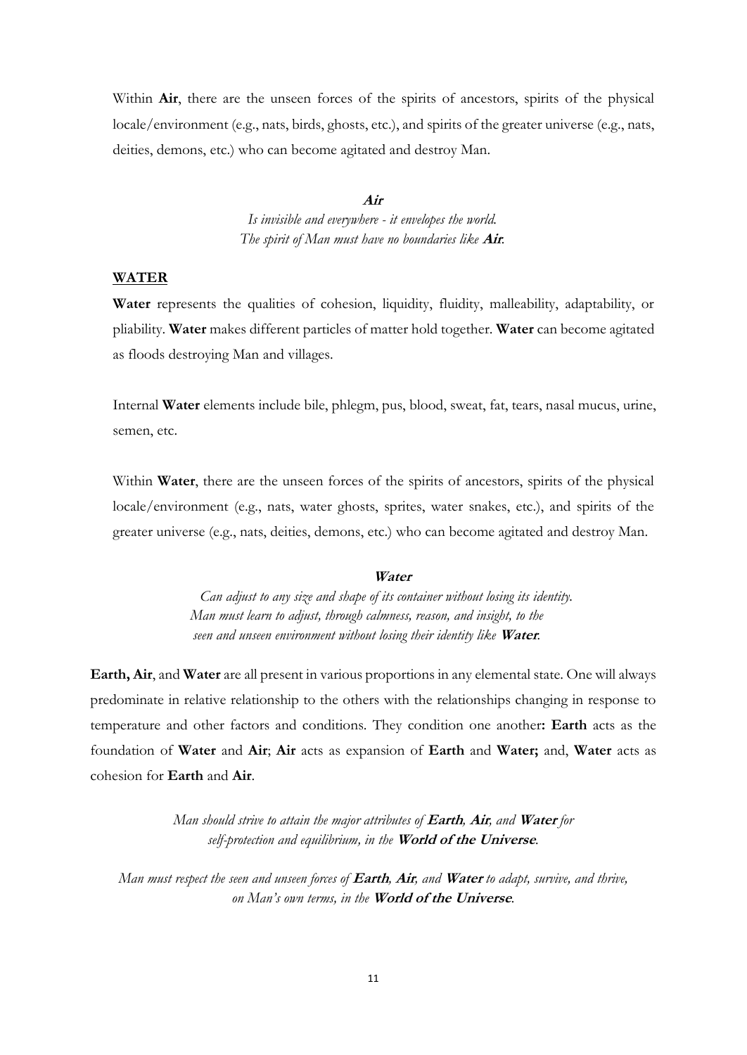Within **Air**, there are the unseen forces of the spirits of ancestors, spirits of the physical locale/environment (e.g., nats, birds, ghosts, etc.), and spirits of the greater universe (e.g., nats, deities, demons, etc.) who can become agitated and destroy Man.

> ***Air***
> *Is invisible and everywhere - it envelopes the world.*
> *The spirit of Man must have no boundaries like* ***Air****.*

## WATER

**Water** represents the qualities of cohesion, liquidity, fluidity, malleability, adaptability, or pliability. **Water** makes different particles of matter hold together. **Water** can become agitated as floods destroying Man and villages.

Internal **Water** elements include bile, phlegm, pus, blood, sweat, fat, tears, nasal mucus, urine, semen, etc.

Within **Water**, there are the unseen forces of the spirits of ancestors, spirits of the physical locale/environment (e.g., nats, water ghosts, sprites, water snakes, etc.), and spirits of the greater universe (e.g., nats, deities, demons, etc.) who can become agitated and destroy Man.

> ***Water***
> *Can adjust to any size and shape of its container without losing its identity.*
> *Man must learn to adjust, through calmness, reason, and insight, to the seen and unseen environment without losing their identity like* ***Water****.*

**Earth, Air**, and **Water** are all present in various proportions in any elemental state. One will always predominate in relative relationship to the others with the relationships changing in response to temperature and other factors and conditions. They condition one another**: Earth** acts as the foundation of **Water** and **Air**; **Air** acts as expansion of **Earth** and **Water;** and, **Water** acts as cohesion for **Earth** and **Air**.

*Man should strive to attain the major attributes of* ***Earth, Air****, and* ***Water*** *for self-protection and equilibrium, in the* ***World of the Universe****.*

*Man must respect the seen and unseen forces of* ***Earth, Air****, and* ***Water*** *to adapt, survive, and thrive, on Man's own terms, in the* ***World of the Universe****.*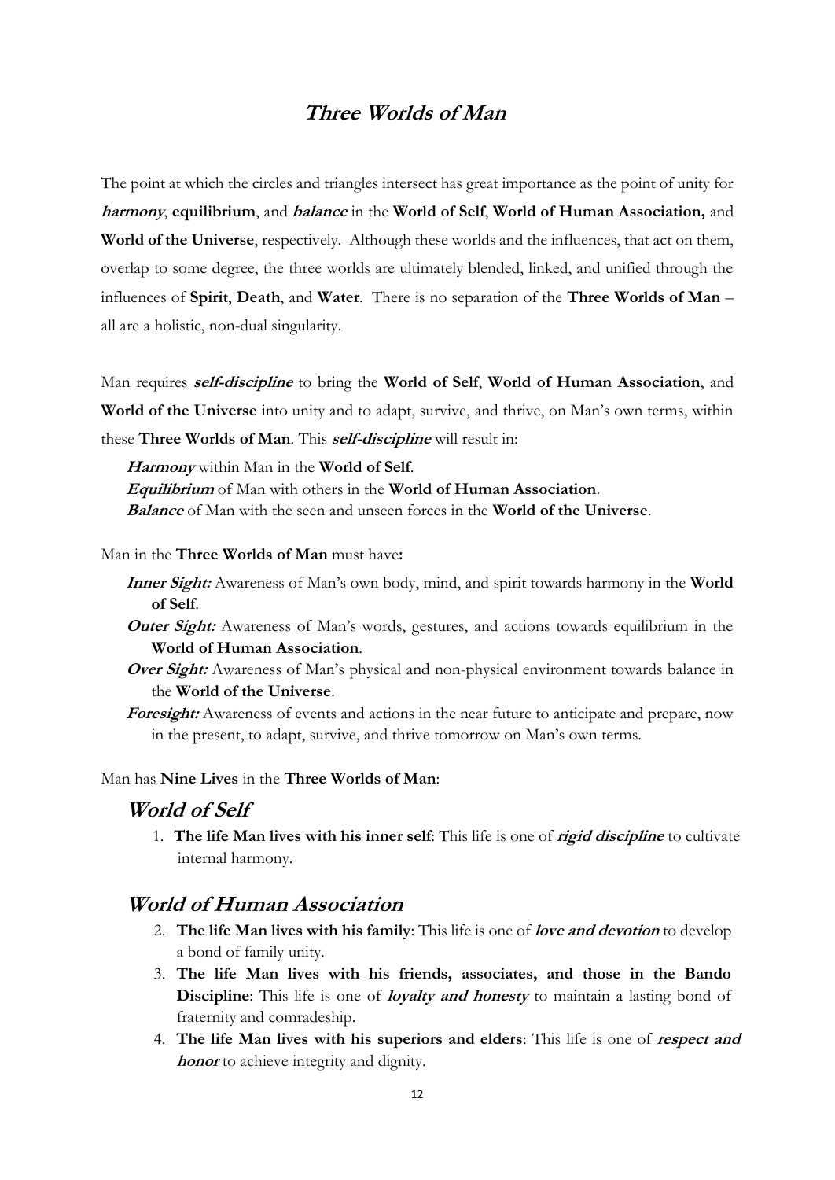# *Three Worlds of Man*

The point at which the circles and triangles intersect has great importance as the point of unity for ***harmony***, **equilibrium**, and ***balance*** in the **World of Self**, **World of Human Association,** and **World of the Universe**, respectively. Although these worlds and the influences, that act on them, overlap to some degree, the three worlds are ultimately blended, linked, and unified through the influences of **Spirit**, **Death**, and **Water**. There is no separation of the **Three Worlds of Man** – all are a holistic, non-dual singularity.

Man requires ***self-discipline*** to bring the **World of Self**, **World of Human Association**, and **World of the Universe** into unity and to adapt, survive, and thrive, on Man's own terms, within these **Three Worlds of Man**. This ***self-discipline*** will result in:

***Harmony*** within Man in the **World of Self**.
***Equilibrium*** of Man with others in the **World of Human Association**.
***Balance*** of Man with the seen and unseen forces in the **World of the Universe**.

Man in the **Three Worlds of Man** must have**:**

- ***Inner Sight:*** Awareness of Man's own body, mind, and spirit towards harmony in the **World of Self**.
- ***Outer Sight:*** Awareness of Man's words, gestures, and actions towards equilibrium in the **World of Human Association**.
- ***Over Sight:*** Awareness of Man's physical and non-physical environment towards balance in the **World of the Universe**.
- ***Foresight:*** Awareness of events and actions in the near future to anticipate and prepare, now in the present, to adapt, survive, and thrive tomorrow on Man's own terms.

Man has **Nine Lives** in the **Three Worlds of Man**:

## *World of Self*

1. **The life Man lives with his inner self**: This life is one of ***rigid discipline*** to cultivate internal harmony.

## *World of Human Association*

2. **The life Man lives with his family**: This life is one of ***love and devotion*** to develop a bond of family unity.
3. **The life Man lives with his friends, associates, and those in the Bando Discipline**: This life is one of ***loyalty and honesty*** to maintain a lasting bond of fraternity and comradeship.
4. **The life Man lives with his superiors and elders**: This life is one of ***respect and honor*** to achieve integrity and dignity.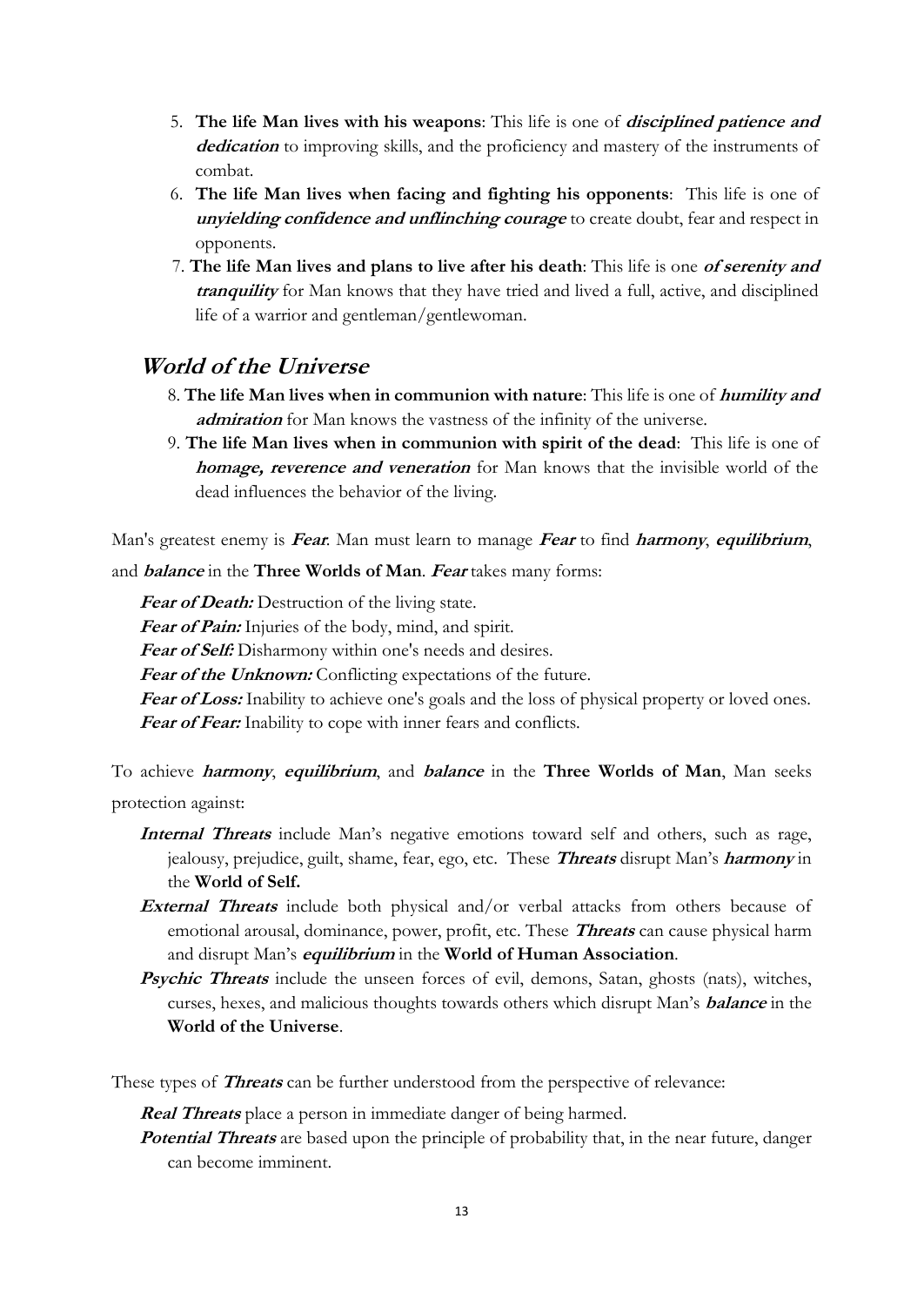5. **The life Man lives with his weapons**: This life is one of ***disciplined patience and dedication*** to improving skills, and the proficiency and mastery of the instruments of combat.
6. **The life Man lives when facing and fighting his opponents**: This life is one of ***unyielding confidence and unflinching courage*** to create doubt, fear and respect in opponents.
7. **The life Man lives and plans to live after his death**: This life is one ***of serenity and tranquility*** for Man knows that they have tried and lived a full, active, and disciplined life of a warrior and gentleman/gentlewoman.

## *World of the Universe*

8. **The life Man lives when in communion with nature**: This life is one of ***humility and admiration*** for Man knows the vastness of the infinity of the universe.
9. **The life Man lives when in communion with spirit of the dead**: This life is one of ***homage, reverence and veneration*** for Man knows that the invisible world of the dead influences the behavior of the living.

Man's greatest enemy is ***Fear***. Man must learn to manage ***Fear*** to find ***harmony***, ***equilibrium***, and ***balance*** in the **Three Worlds of Man**. ***Fear*** takes many forms:

***Fear of Death:*** Destruction of the living state.
***Fear of Pain:*** Injuries of the body, mind, and spirit.
***Fear of Self:*** Disharmony within one's needs and desires.
***Fear of the Unknown:*** Conflicting expectations of the future.
***Fear of Loss:*** Inability to achieve one's goals and the loss of physical property or loved ones.
***Fear of Fear:*** Inability to cope with inner fears and conflicts.

To achieve ***harmony***, ***equilibrium***, and ***balance*** in the **Three Worlds of Man**, Man seeks protection against:

***Internal Threats*** include Man's negative emotions toward self and others, such as rage, jealousy, prejudice, guilt, shame, fear, ego, etc. These ***Threats*** disrupt Man's ***harmony*** in the **World of Self.**

***External Threats*** include both physical and/or verbal attacks from others because of emotional arousal, dominance, power, profit, etc. These ***Threats*** can cause physical harm and disrupt Man's ***equilibrium*** in the **World of Human Association**.

***Psychic Threats*** include the unseen forces of evil, demons, Satan, ghosts (nats), witches, curses, hexes, and malicious thoughts towards others which disrupt Man's ***balance*** in the **World of the Universe**.

These types of ***Threats*** can be further understood from the perspective of relevance:

***Real Threats*** place a person in immediate danger of being harmed.

***Potential Threats*** are based upon the principle of probability that, in the near future, danger can become imminent.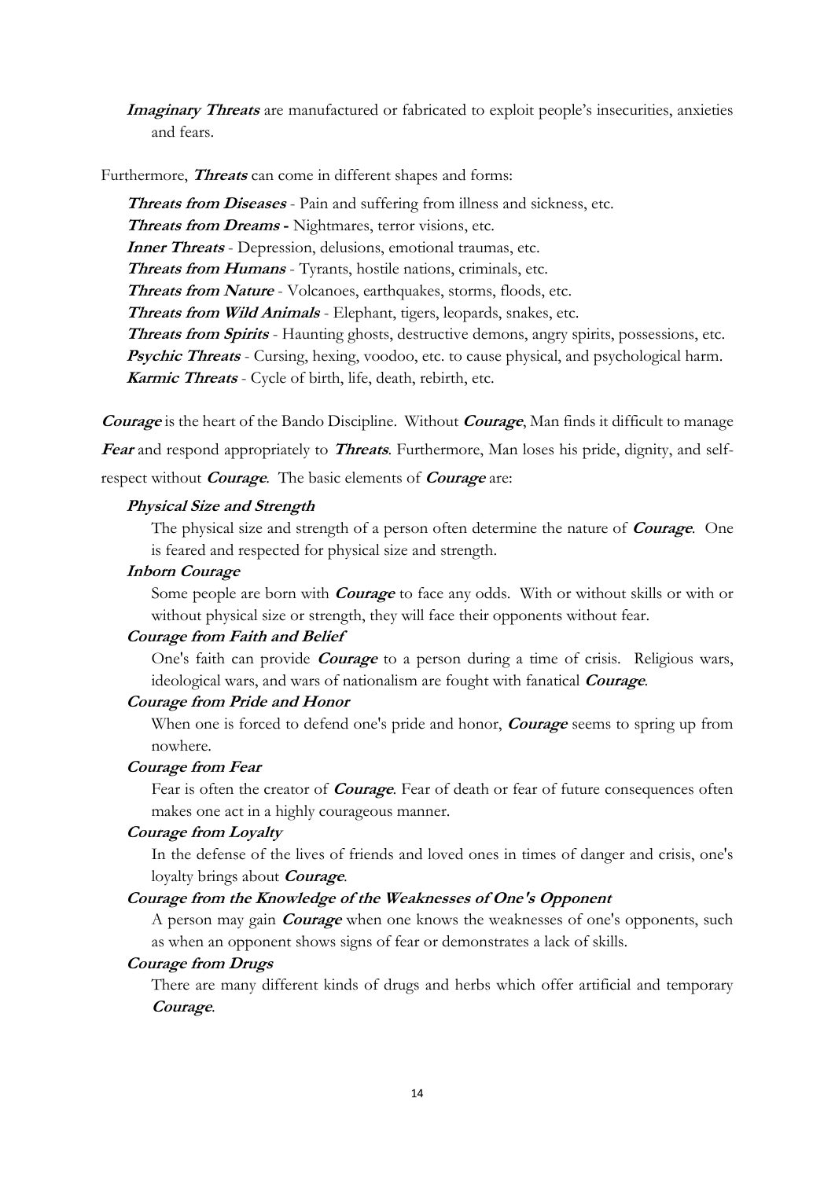***Imaginary Threats*** are manufactured or fabricated to exploit people's insecurities, anxieties and fears.

Furthermore, ***Threats*** can come in different shapes and forms:

***Threats from Diseases*** - Pain and suffering from illness and sickness, etc.
***Threats from Dreams*** **-** Nightmares, terror visions, etc.
***Inner Threats*** - Depression, delusions, emotional traumas, etc.
***Threats from Humans*** - Tyrants, hostile nations, criminals, etc.
***Threats from Nature*** - Volcanoes, earthquakes, storms, floods, etc.
***Threats from Wild Animals*** - Elephant, tigers, leopards, snakes, etc.
***Threats from Spirits*** - Haunting ghosts, destructive demons, angry spirits, possessions, etc.
***Psychic Threats*** - Cursing, hexing, voodoo, etc. to cause physical, and psychological harm.
***Karmic Threats*** - Cycle of birth, life, death, rebirth, etc.

***Courage*** is the heart of the Bando Discipline. Without ***Courage***, Man finds it difficult to manage ***Fear*** and respond appropriately to ***Threats***. Furthermore, Man loses his pride, dignity, and self-respect without ***Courage***. The basic elements of ***Courage*** are:

***Physical Size and Strength***

The physical size and strength of a person often determine the nature of ***Courage***. One is feared and respected for physical size and strength.

***Inborn Courage***

Some people are born with ***Courage*** to face any odds. With or without skills or with or without physical size or strength, they will face their opponents without fear.

***Courage from Faith and Belief***

One's faith can provide ***Courage*** to a person during a time of crisis. Religious wars, ideological wars, and wars of nationalism are fought with fanatical ***Courage***.

***Courage from Pride and Honor***

When one is forced to defend one's pride and honor, ***Courage*** seems to spring up from nowhere.

***Courage from Fear***

Fear is often the creator of ***Courage***. Fear of death or fear of future consequences often makes one act in a highly courageous manner.

***Courage from Loyalty***

In the defense of the lives of friends and loved ones in times of danger and crisis, one's loyalty brings about ***Courage***.

***Courage from the Knowledge of the Weaknesses of One's Opponent***

A person may gain ***Courage*** when one knows the weaknesses of one's opponents, such as when an opponent shows signs of fear or demonstrates a lack of skills.

***Courage from Drugs***

There are many different kinds of drugs and herbs which offer artificial and temporary ***Courage***.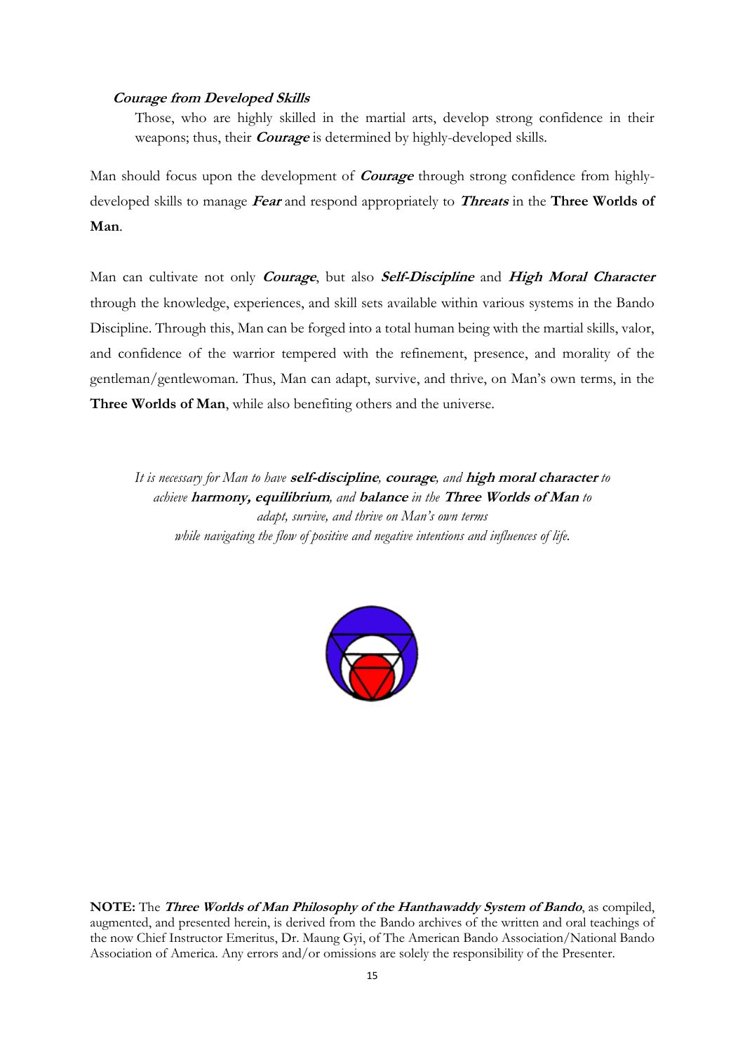***Courage from Developed Skills***

Those, who are highly skilled in the martial arts, develop strong confidence in their weapons; thus, their ***Courage*** is determined by highly-developed skills.

Man should focus upon the development of ***Courage*** through strong confidence from highly-developed skills to manage ***Fear*** and respond appropriately to ***Threats*** in the **Three Worlds of Man**.

Man can cultivate not only ***Courage***, but also ***Self-Discipline*** and ***High Moral Character*** through the knowledge, experiences, and skill sets available within various systems in the Bando Discipline. Through this, Man can be forged into a total human being with the martial skills, valor, and confidence of the warrior tempered with the refinement, presence, and morality of the gentleman/gentlewoman. Thus, Man can adapt, survive, and thrive, on Man's own terms, in the **Three Worlds of Man**, while also benefiting others and the universe.

*It is necessary for Man to have* ***self-discipline****,* ***courage****, and* ***high moral character*** *to achieve* ***harmony, equilibrium****, and* ***balance*** *in the* ***Three Worlds of Man*** *to adapt, survive, and thrive on Man's own terms while navigating the flow of positive and negative intentions and influences of life.*

**NOTE:** The ***Three Worlds of Man Philosophy of the Hanthawaddy System of Bando***, as compiled, augmented, and presented herein, is derived from the Bando archives of the written and oral teachings of the now Chief Instructor Emeritus, Dr. Maung Gyi, of The American Bando Association/National Bando Association of America. Any errors and/or omissions are solely the responsibility of the Presenter.